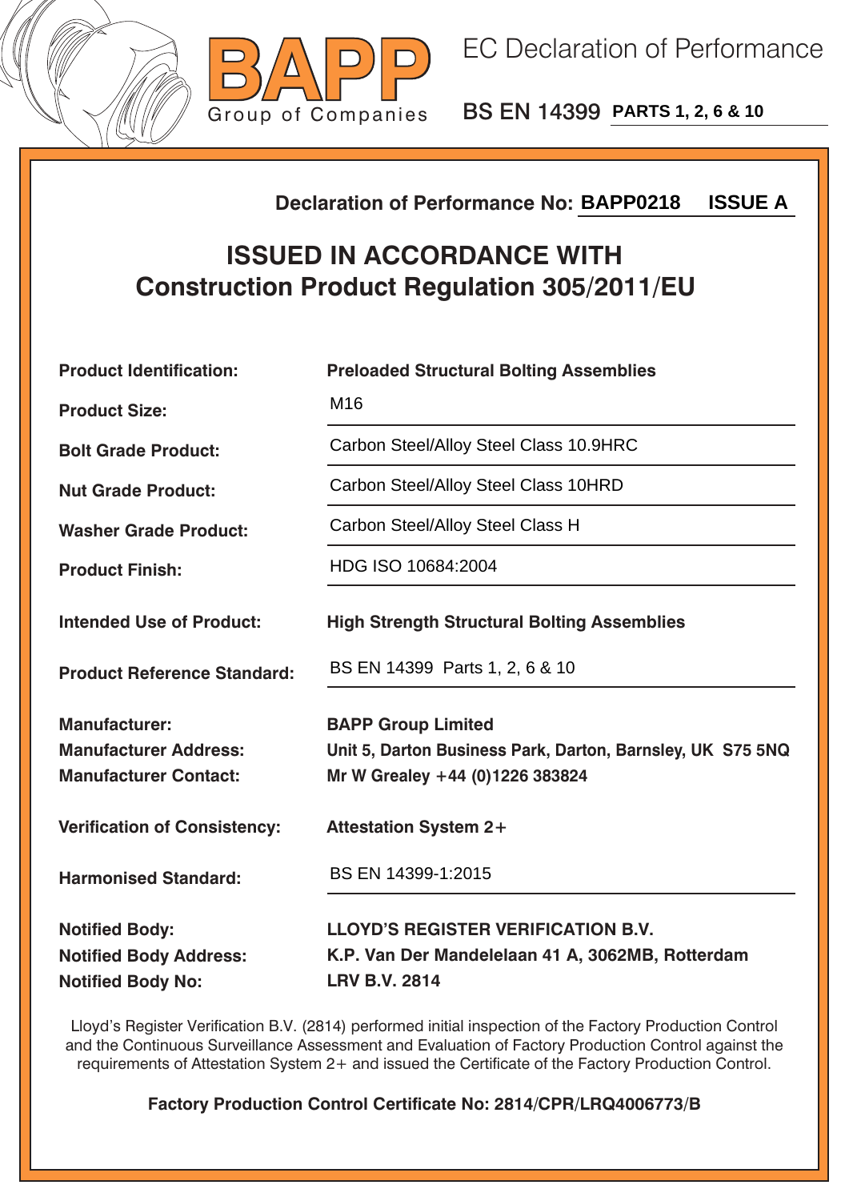BAPP
Group of Companies

# EC Declaration of Performance

## BS EN 14399 PARTS 1, 2, 6 & 10

**Declaration of Performance No: BAPP0218 ISSUE A**

## ISSUED IN ACCORDANCE WITH Construction Product Regulation 305/2011/EU

| | |
|---|---|
| **Product Identification:** | **Preloaded Structural Bolting Assemblies** |
| **Product Size:** | M16 |
| **Bolt Grade Product:** | Carbon Steel/Alloy Steel Class 10.9HRC |
| **Nut Grade Product:** | Carbon Steel/Alloy Steel Class 10HRD |
| **Washer Grade Product:** | Carbon Steel/Alloy Steel Class H |
| **Product Finish:** | HDG ISO 10684:2004 |
| **Intended Use of Product:** | **High Strength Structural Bolting Assemblies** |
| **Product Reference Standard:** | BS EN 14399 Parts 1, 2, 6 & 10 |
| **Manufacturer:** | **BAPP Group Limited** |
| **Manufacturer Address:** | **Unit 5, Darton Business Park, Darton, Barnsley, UK S75 5NQ** |
| **Manufacturer Contact:** | **Mr W Grealey +44 (0)1226 383824** |
| **Verification of Consistency:** | **Attestation System 2+** |
| **Harmonised Standard:** | BS EN 14399-1:2015 |
| **Notified Body:** | **LLOYD'S REGISTER VERIFICATION B.V.** |
| **Notified Body Address:** | **K.P. Van Der Mandelelaan 41 A, 3062MB, Rotterdam** |
| **Notified Body No:** | **LRV B.V. 2814** |

Lloyd's Register Verification B.V. (2814) performed initial inspection of the Factory Production Control and the Continuous Surveillance Assessment and Evaluation of Factory Production Control against the requirements of Attestation System 2+ and issued the Certificate of the Factory Production Control.

**Factory Production Control Certificate No: 2814/CPR/LRQ4006773/B**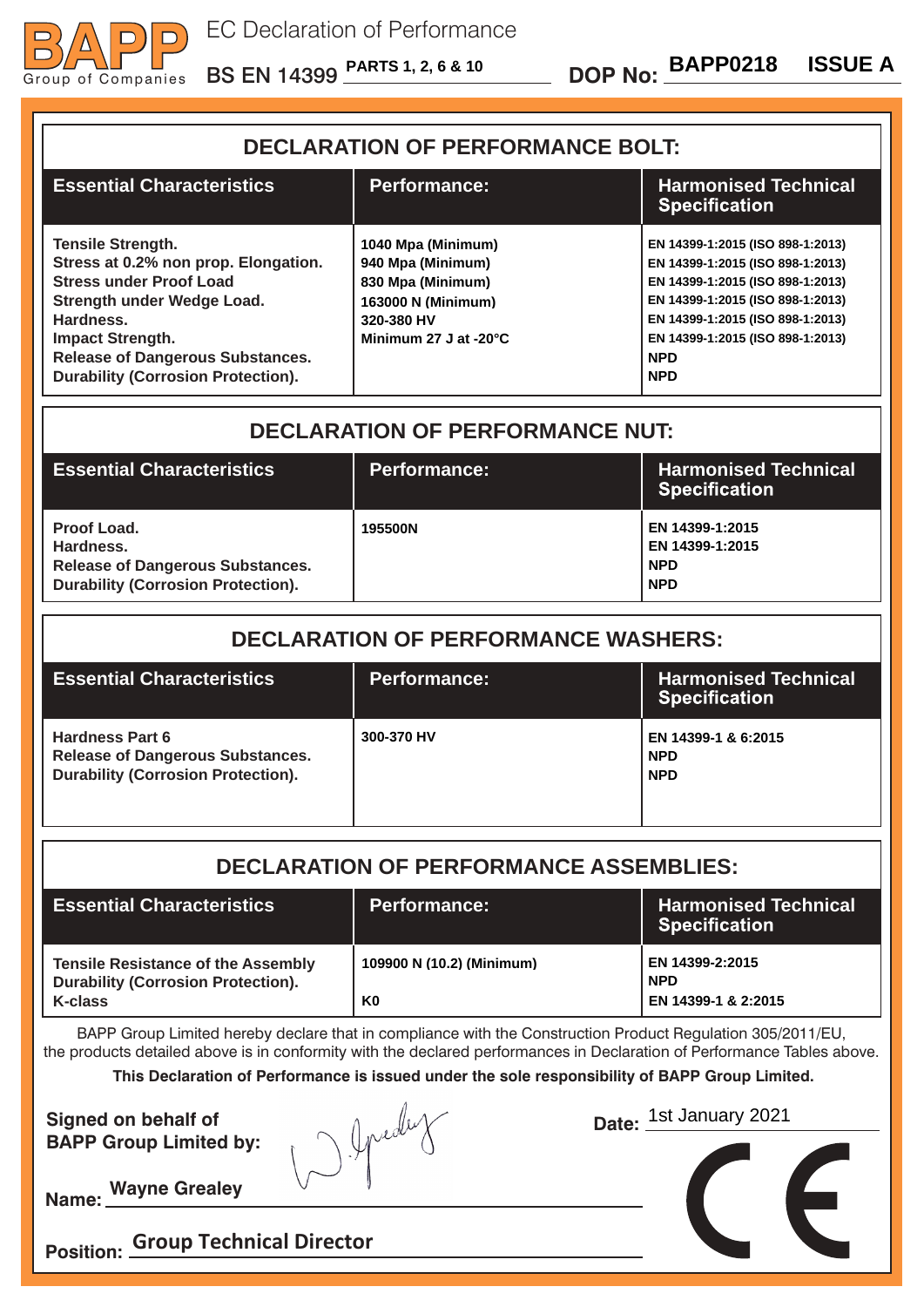BAPP Group of Companies

EC Declaration of Performance

BS EN 14399 PARTS 1, 2, 6 & 10 DOP No: BAPP0218 ISSUE A

## DECLARATION OF PERFORMANCE BOLT:

| Essential Characteristics | Performance: | Harmonised Technical Specification |
|---|---|---|
| Tensile Strength. | 1040 Mpa (Minimum) | EN 14399-1:2015 (ISO 898-1:2013) |
| Stress at 0.2% non prop. Elongation. | 940 Mpa (Minimum) | EN 14399-1:2015 (ISO 898-1:2013) |
| Stress under Proof Load | 830 Mpa (Minimum) | EN 14399-1:2015 (ISO 898-1:2013) |
| Strength under Wedge Load. | 163000 N (Minimum) | EN 14399-1:2015 (ISO 898-1:2013) |
| Hardness. | 320-380 HV | EN 14399-1:2015 (ISO 898-1:2013) |
| Impact Strength. | Minimum 27 J at -20°C | EN 14399-1:2015 (ISO 898-1:2013) |
| Release of Dangerous Substances. | | NPD |
| Durability (Corrosion Protection). | | NPD |

## DECLARATION OF PERFORMANCE NUT:

| Essential Characteristics | Performance: | Harmonised Technical Specification |
|---|---|---|
| Proof Load. | 195500N | EN 14399-1:2015 |
| Hardness. | | EN 14399-1:2015 |
| Release of Dangerous Substances. | | NPD |
| Durability (Corrosion Protection). | | NPD |

## DECLARATION OF PERFORMANCE WASHERS:

| Essential Characteristics | Performance: | Harmonised Technical Specification |
|---|---|---|
| Hardness Part 6 | 300-370 HV | EN 14399-1 & 6:2015 |
| Release of Dangerous Substances. | | NPD |
| Durability (Corrosion Protection). | | NPD |

## DECLARATION OF PERFORMANCE ASSEMBLIES:

| Essential Characteristics | Performance: | Harmonised Technical Specification |
|---|---|---|
| Tensile Resistance of the Assembly | 109900 N (10.2) (Minimum) | EN 14399-2:2015 |
| Durability (Corrosion Protection). | | NPD |
| K-class | K0 | EN 14399-1 & 2:2015 |

BAPP Group Limited hereby declare that in compliance with the Construction Product Regulation 305/2011/EU, the products detailed above is in conformity with the declared performances in Declaration of Performance Tables above.

**This Declaration of Performance is issued under the sole responsibility of BAPP Group Limited.**

**Signed on behalf of BAPP Group Limited by:**

**Date:** 1st January 2021

**Name:** Wayne Grealey

**Position:** Group Technical Director

CE